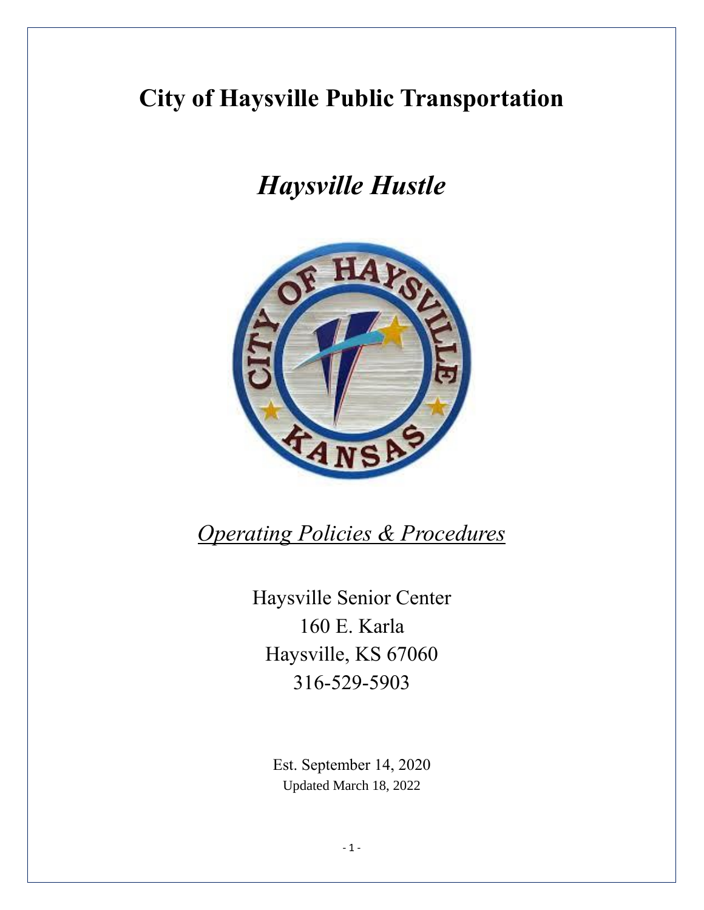# City of Haysville Public Transportation

## *Haysville Hustle*

*Operating Policies & Procedures*

Haysville Senior Center
160 E. Karla
Haysville, KS 67060
316-529-5903

Est. September 14, 2020
Updated March 18, 2022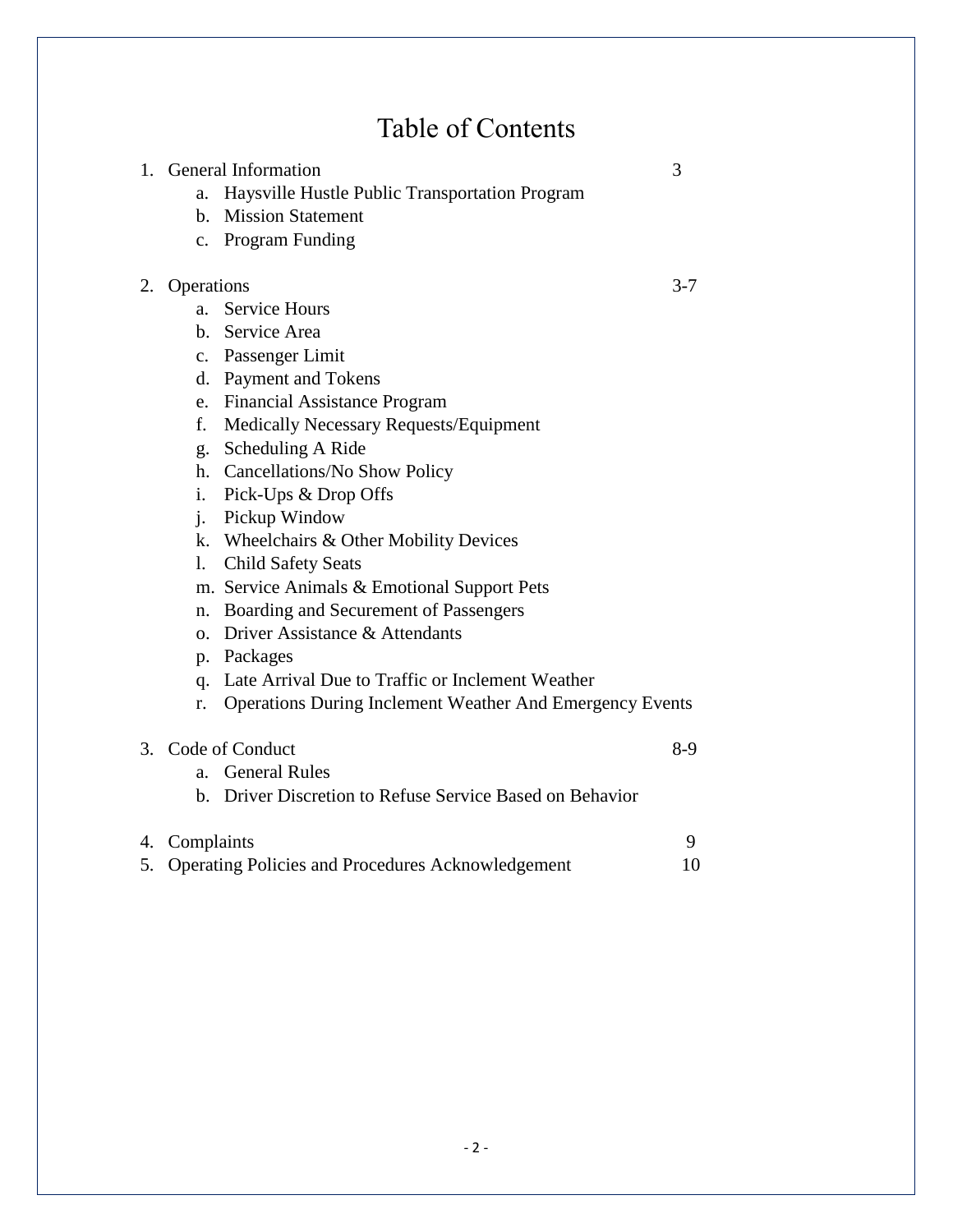# Table of Contents

1. General Information 3
    a. Haysville Hustle Public Transportation Program
    b. Mission Statement
    c. Program Funding

2. Operations 3-7
    a. Service Hours
    b. Service Area
    c. Passenger Limit
    d. Payment and Tokens
    e. Financial Assistance Program
    f. Medically Necessary Requests/Equipment
    g. Scheduling A Ride
    h. Cancellations/No Show Policy
    i. Pick-Ups & Drop Offs
    j. Pickup Window
    k. Wheelchairs & Other Mobility Devices
    l. Child Safety Seats
    m. Service Animals & Emotional Support Pets
    n. Boarding and Securement of Passengers
    o. Driver Assistance & Attendants
    p. Packages
    q. Late Arrival Due to Traffic or Inclement Weather
    r. Operations During Inclement Weather And Emergency Events

3. Code of Conduct 8-9
    a. General Rules
    b. Driver Discretion to Refuse Service Based on Behavior

4. Complaints 9
5. Operating Policies and Procedures Acknowledgement 10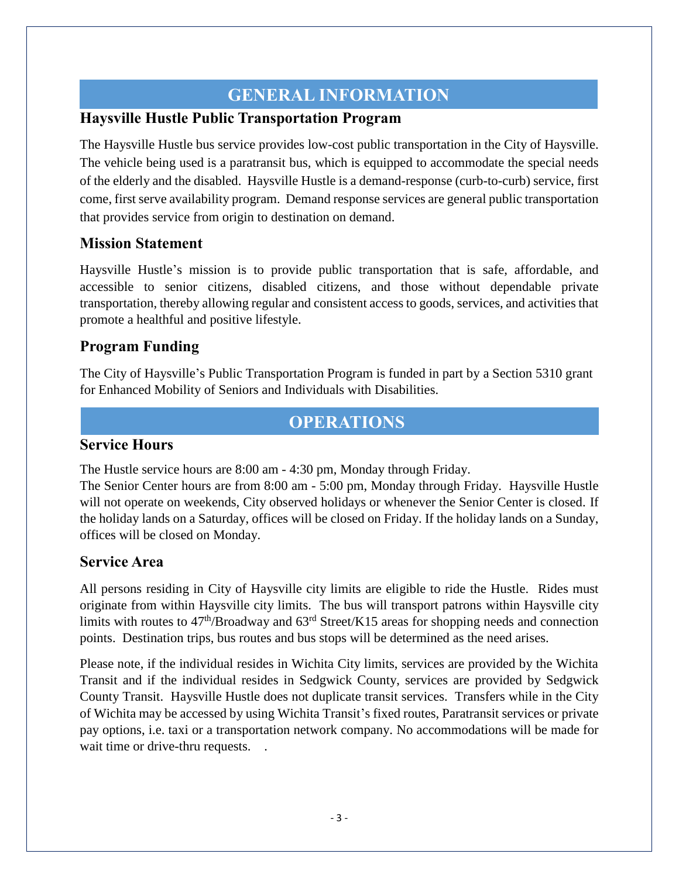# GENERAL INFORMATION

## Haysville Hustle Public Transportation Program

The Haysville Hustle bus service provides low-cost public transportation in the City of Haysville. The vehicle being used is a paratransit bus, which is equipped to accommodate the special needs of the elderly and the disabled. Haysville Hustle is a demand-response (curb-to-curb) service, first come, first serve availability program. Demand response services are general public transportation that provides service from origin to destination on demand.

## Mission Statement

Haysville Hustle's mission is to provide public transportation that is safe, affordable, and accessible to senior citizens, disabled citizens, and those without dependable private transportation, thereby allowing regular and consistent access to goods, services, and activities that promote a healthful and positive lifestyle.

## Program Funding

The City of Haysville's Public Transportation Program is funded in part by a Section 5310 grant for Enhanced Mobility of Seniors and Individuals with Disabilities.

# OPERATIONS

## Service Hours

The Hustle service hours are 8:00 am - 4:30 pm, Monday through Friday.
The Senior Center hours are from 8:00 am - 5:00 pm, Monday through Friday. Haysville Hustle will not operate on weekends, City observed holidays or whenever the Senior Center is closed. If the holiday lands on a Saturday, offices will be closed on Friday. If the holiday lands on a Sunday, offices will be closed on Monday.

## Service Area

All persons residing in City of Haysville city limits are eligible to ride the Hustle. Rides must originate from within Haysville city limits. The bus will transport patrons within Haysville city limits with routes to 47th/Broadway and 63rd Street/K15 areas for shopping needs and connection points. Destination trips, bus routes and bus stops will be determined as the need arises.

Please note, if the individual resides in Wichita City limits, services are provided by the Wichita Transit and if the individual resides in Sedgwick County, services are provided by Sedgwick County Transit. Haysville Hustle does not duplicate transit services. Transfers while in the City of Wichita may be accessed by using Wichita Transit's fixed routes, Paratransit services or private pay options, i.e. taxi or a transportation network company. No accommodations will be made for wait time or drive-thru requests. .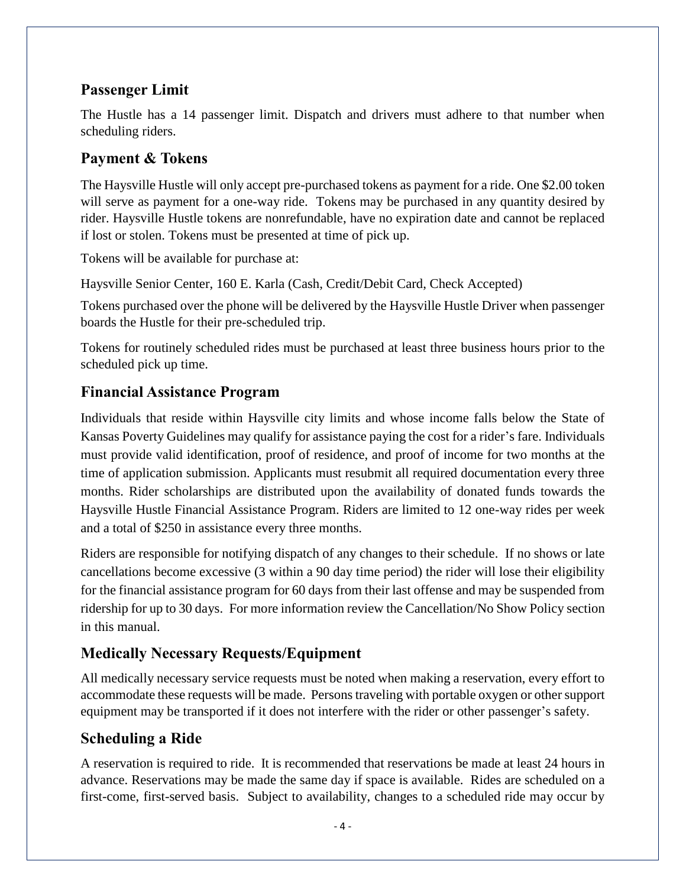## Passenger Limit

The Hustle has a 14 passenger limit. Dispatch and drivers must adhere to that number when scheduling riders.

## Payment & Tokens

The Haysville Hustle will only accept pre-purchased tokens as payment for a ride. One $2.00 token will serve as payment for a one-way ride. Tokens may be purchased in any quantity desired by rider. Haysville Hustle tokens are nonrefundable, have no expiration date and cannot be replaced if lost or stolen. Tokens must be presented at time of pick up.

Tokens will be available for purchase at:

Haysville Senior Center, 160 E. Karla (Cash, Credit/Debit Card, Check Accepted)

Tokens purchased over the phone will be delivered by the Haysville Hustle Driver when passenger boards the Hustle for their pre-scheduled trip.

Tokens for routinely scheduled rides must be purchased at least three business hours prior to the scheduled pick up time.

## Financial Assistance Program

Individuals that reside within Haysville city limits and whose income falls below the State of Kansas Poverty Guidelines may qualify for assistance paying the cost for a rider's fare. Individuals must provide valid identification, proof of residence, and proof of income for two months at the time of application submission. Applicants must resubmit all required documentation every three months. Rider scholarships are distributed upon the availability of donated funds towards the Haysville Hustle Financial Assistance Program. Riders are limited to 12 one-way rides per week and a total of $250 in assistance every three months.

Riders are responsible for notifying dispatch of any changes to their schedule. If no shows or late cancellations become excessive (3 within a 90 day time period) the rider will lose their eligibility for the financial assistance program for 60 days from their last offense and may be suspended from ridership for up to 30 days. For more information review the Cancellation/No Show Policy section in this manual.

## Medically Necessary Requests/Equipment

All medically necessary service requests must be noted when making a reservation, every effort to accommodate these requests will be made. Persons traveling with portable oxygen or other support equipment may be transported if it does not interfere with the rider or other passenger's safety.

## Scheduling a Ride

A reservation is required to ride. It is recommended that reservations be made at least 24 hours in advance. Reservations may be made the same day if space is available. Rides are scheduled on a first-come, first-served basis. Subject to availability, changes to a scheduled ride may occur by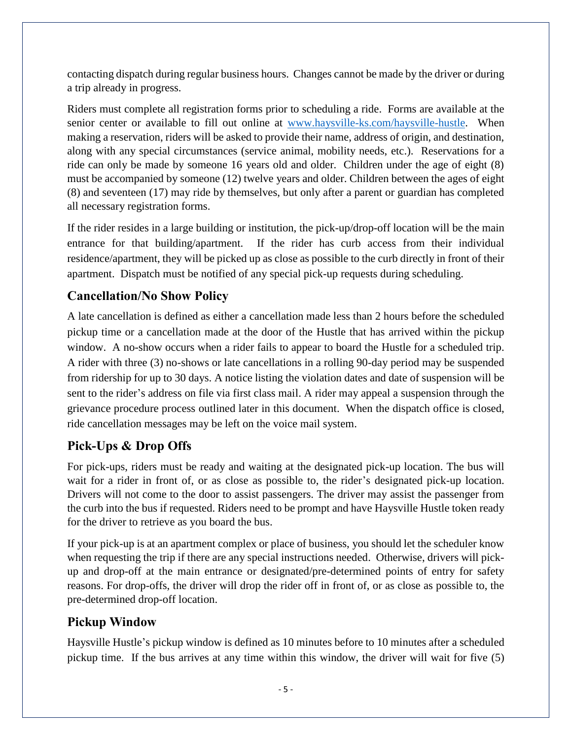contacting dispatch during regular business hours. Changes cannot be made by the driver or during a trip already in progress.

Riders must complete all registration forms prior to scheduling a ride. Forms are available at the senior center or available to fill out online at [www.haysville-ks.com/haysville-hustle](www.haysville-ks.com/haysville-hustle). When making a reservation, riders will be asked to provide their name, address of origin, and destination, along with any special circumstances (service animal, mobility needs, etc.). Reservations for a ride can only be made by someone 16 years old and older. Children under the age of eight (8) must be accompanied by someone (12) twelve years and older. Children between the ages of eight (8) and seventeen (17) may ride by themselves, but only after a parent or guardian has completed all necessary registration forms.

If the rider resides in a large building or institution, the pick-up/drop-off location will be the main entrance for that building/apartment. If the rider has curb access from their individual residence/apartment, they will be picked up as close as possible to the curb directly in front of their apartment. Dispatch must be notified of any special pick-up requests during scheduling.

## Cancellation/No Show Policy

A late cancellation is defined as either a cancellation made less than 2 hours before the scheduled pickup time or a cancellation made at the door of the Hustle that has arrived within the pickup window. A no-show occurs when a rider fails to appear to board the Hustle for a scheduled trip. A rider with three (3) no-shows or late cancellations in a rolling 90-day period may be suspended from ridership for up to 30 days. A notice listing the violation dates and date of suspension will be sent to the rider's address on file via first class mail. A rider may appeal a suspension through the grievance procedure process outlined later in this document. When the dispatch office is closed, ride cancellation messages may be left on the voice mail system.

## Pick-Ups & Drop Offs

For pick-ups, riders must be ready and waiting at the designated pick-up location. The bus will wait for a rider in front of, or as close as possible to, the rider's designated pick-up location. Drivers will not come to the door to assist passengers. The driver may assist the passenger from the curb into the bus if requested. Riders need to be prompt and have Haysville Hustle token ready for the driver to retrieve as you board the bus.

If your pick-up is at an apartment complex or place of business, you should let the scheduler know when requesting the trip if there are any special instructions needed. Otherwise, drivers will pick-up and drop-off at the main entrance or designated/pre-determined points of entry for safety reasons. For drop-offs, the driver will drop the rider off in front of, or as close as possible to, the pre-determined drop-off location.

## Pickup Window

Haysville Hustle's pickup window is defined as 10 minutes before to 10 minutes after a scheduled pickup time. If the bus arrives at any time within this window, the driver will wait for five (5)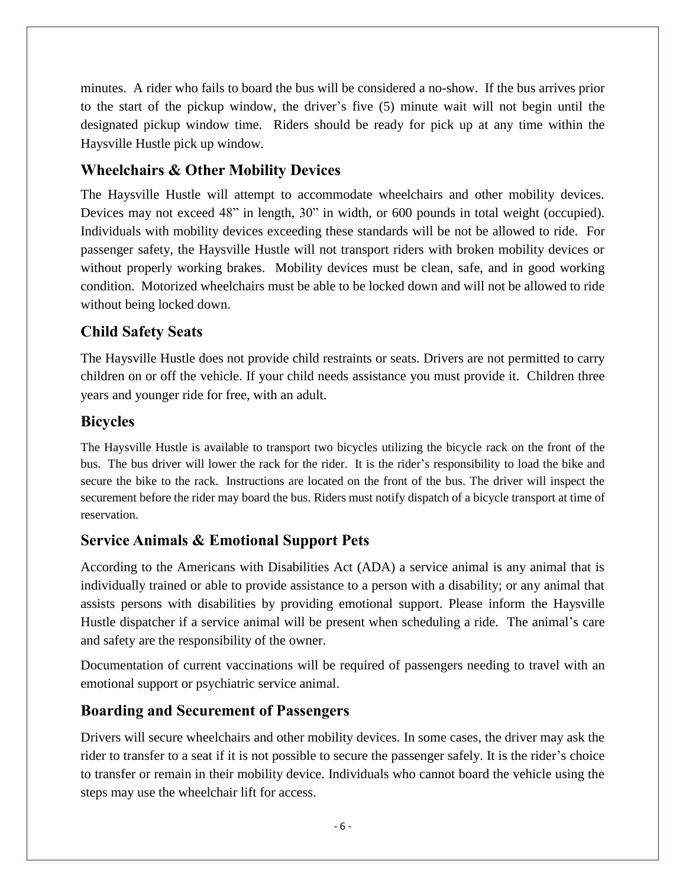minutes. A rider who fails to board the bus will be considered a no-show. If the bus arrives prior to the start of the pickup window, the driver's five (5) minute wait will not begin until the designated pickup window time. Riders should be ready for pick up at any time within the Haysville Hustle pick up window.

## Wheelchairs & Other Mobility Devices

The Haysville Hustle will attempt to accommodate wheelchairs and other mobility devices. Devices may not exceed 48" in length, 30" in width, or 600 pounds in total weight (occupied). Individuals with mobility devices exceeding these standards will be not be allowed to ride. For passenger safety, the Haysville Hustle will not transport riders with broken mobility devices or without properly working brakes. Mobility devices must be clean, safe, and in good working condition. Motorized wheelchairs must be able to be locked down and will not be allowed to ride without being locked down.

## Child Safety Seats

The Haysville Hustle does not provide child restraints or seats. Drivers are not permitted to carry children on or off the vehicle. If your child needs assistance you must provide it. Children three years and younger ride for free, with an adult.

## Bicycles

The Haysville Hustle is available to transport two bicycles utilizing the bicycle rack on the front of the bus. The bus driver will lower the rack for the rider. It is the rider's responsibility to load the bike and secure the bike to the rack. Instructions are located on the front of the bus. The driver will inspect the securement before the rider may board the bus. Riders must notify dispatch of a bicycle transport at time of reservation.

## Service Animals & Emotional Support Pets

According to the Americans with Disabilities Act (ADA) a service animal is any animal that is individually trained or able to provide assistance to a person with a disability; or any animal that assists persons with disabilities by providing emotional support. Please inform the Haysville Hustle dispatcher if a service animal will be present when scheduling a ride. The animal's care and safety are the responsibility of the owner.

Documentation of current vaccinations will be required of passengers needing to travel with an emotional support or psychiatric service animal.

## Boarding and Securement of Passengers

Drivers will secure wheelchairs and other mobility devices. In some cases, the driver may ask the rider to transfer to a seat if it is not possible to secure the passenger safely. It is the rider's choice to transfer or remain in their mobility device. Individuals who cannot board the vehicle using the steps may use the wheelchair lift for access.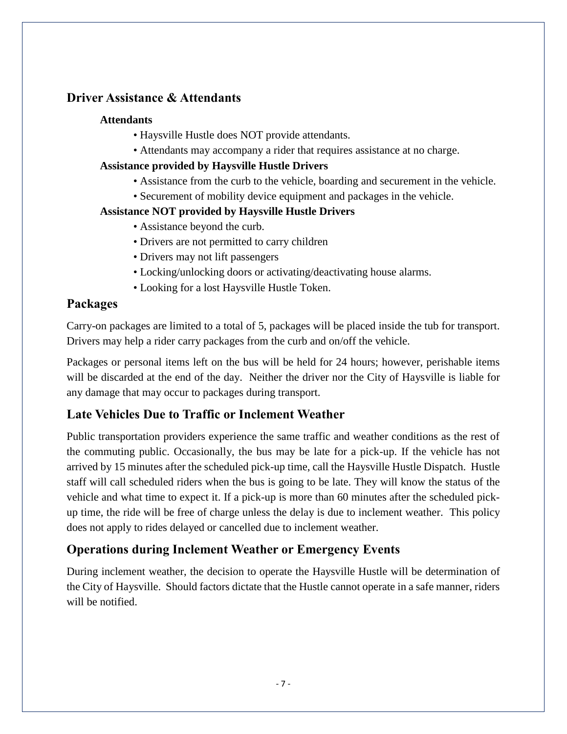## Driver Assistance & Attendants

### Attendants

- Haysville Hustle does NOT provide attendants.
- Attendants may accompany a rider that requires assistance at no charge.

### Assistance provided by Haysville Hustle Drivers

- Assistance from the curb to the vehicle, boarding and securement in the vehicle.
- Securement of mobility device equipment and packages in the vehicle.

### Assistance NOT provided by Haysville Hustle Drivers

- Assistance beyond the curb.
- Drivers are not permitted to carry children
- Drivers may not lift passengers
- Locking/unlocking doors or activating/deactivating house alarms.
- Looking for a lost Haysville Hustle Token.

## Packages

Carry-on packages are limited to a total of 5, packages will be placed inside the tub for transport. Drivers may help a rider carry packages from the curb and on/off the vehicle.

Packages or personal items left on the bus will be held for 24 hours; however, perishable items will be discarded at the end of the day. Neither the driver nor the City of Haysville is liable for any damage that may occur to packages during transport.

## Late Vehicles Due to Traffic or Inclement Weather

Public transportation providers experience the same traffic and weather conditions as the rest of the commuting public. Occasionally, the bus may be late for a pick-up. If the vehicle has not arrived by 15 minutes after the scheduled pick-up time, call the Haysville Hustle Dispatch. Hustle staff will call scheduled riders when the bus is going to be late. They will know the status of the vehicle and what time to expect it. If a pick-up is more than 60 minutes after the scheduled pick-up time, the ride will be free of charge unless the delay is due to inclement weather. This policy does not apply to rides delayed or cancelled due to inclement weather.

## Operations during Inclement Weather or Emergency Events

During inclement weather, the decision to operate the Haysville Hustle will be determination of the City of Haysville. Should factors dictate that the Hustle cannot operate in a safe manner, riders will be notified.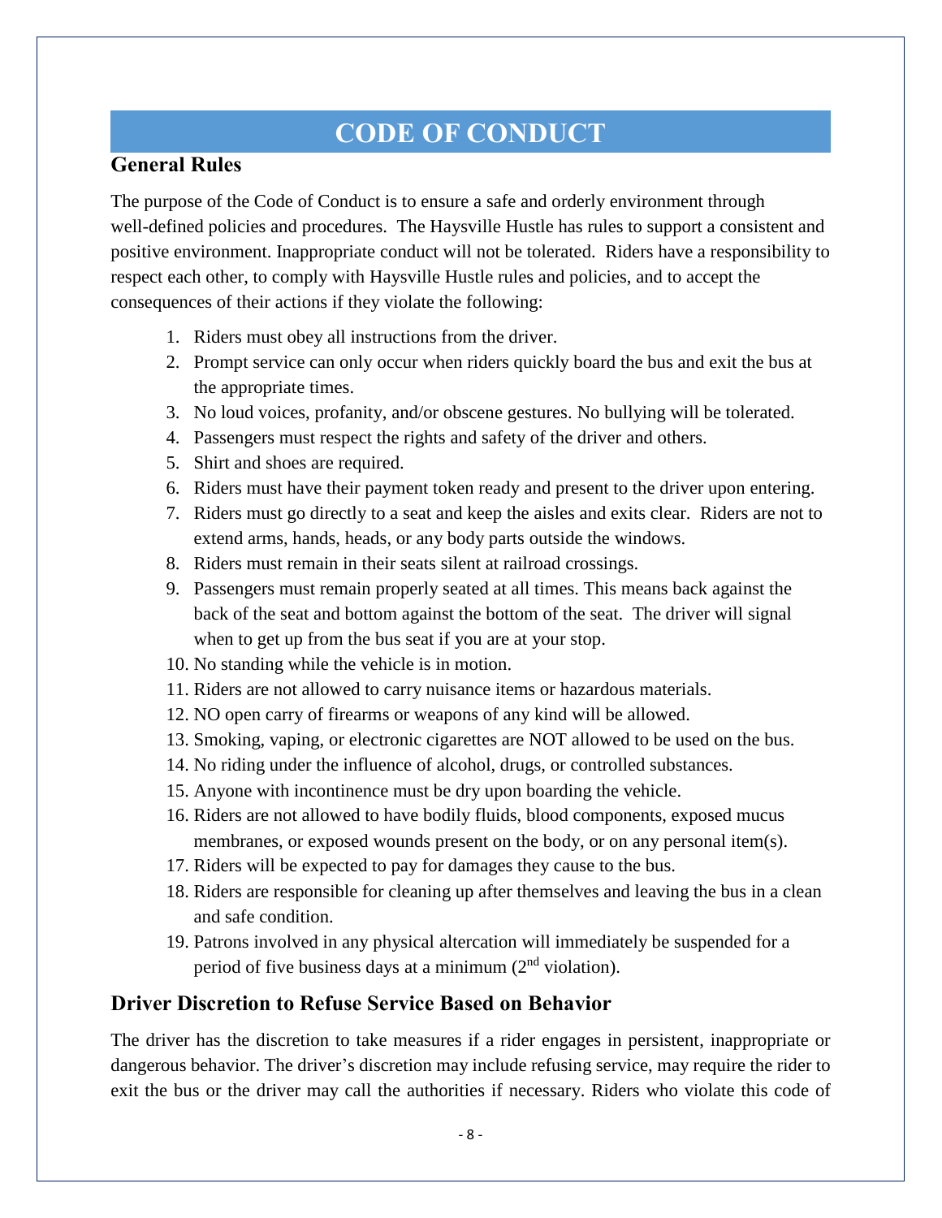# CODE OF CONDUCT

## General Rules

The purpose of the Code of Conduct is to ensure a safe and orderly environment through well-defined policies and procedures. The Haysville Hustle has rules to support a consistent and positive environment. Inappropriate conduct will not be tolerated. Riders have a responsibility to respect each other, to comply with Haysville Hustle rules and policies, and to accept the consequences of their actions if they violate the following:

1. Riders must obey all instructions from the driver.
2. Prompt service can only occur when riders quickly board the bus and exit the bus at the appropriate times.
3. No loud voices, profanity, and/or obscene gestures. No bullying will be tolerated.
4. Passengers must respect the rights and safety of the driver and others.
5. Shirt and shoes are required.
6. Riders must have their payment token ready and present to the driver upon entering.
7. Riders must go directly to a seat and keep the aisles and exits clear. Riders are not to extend arms, hands, heads, or any body parts outside the windows.
8. Riders must remain in their seats silent at railroad crossings.
9. Passengers must remain properly seated at all times. This means back against the back of the seat and bottom against the bottom of the seat. The driver will signal when to get up from the bus seat if you are at your stop.
10. No standing while the vehicle is in motion.
11. Riders are not allowed to carry nuisance items or hazardous materials.
12. NO open carry of firearms or weapons of any kind will be allowed.
13. Smoking, vaping, or electronic cigarettes are NOT allowed to be used on the bus.
14. No riding under the influence of alcohol, drugs, or controlled substances.
15. Anyone with incontinence must be dry upon boarding the vehicle.
16. Riders are not allowed to have bodily fluids, blood components, exposed mucus membranes, or exposed wounds present on the body, or on any personal item(s).
17. Riders will be expected to pay for damages they cause to the bus.
18. Riders are responsible for cleaning up after themselves and leaving the bus in a clean and safe condition.
19. Patrons involved in any physical altercation will immediately be suspended for a period of five business days at a minimum (2nd violation).

## Driver Discretion to Refuse Service Based on Behavior

The driver has the discretion to take measures if a rider engages in persistent, inappropriate or dangerous behavior. The driver's discretion may include refusing service, may require the rider to exit the bus or the driver may call the authorities if necessary. Riders who violate this code of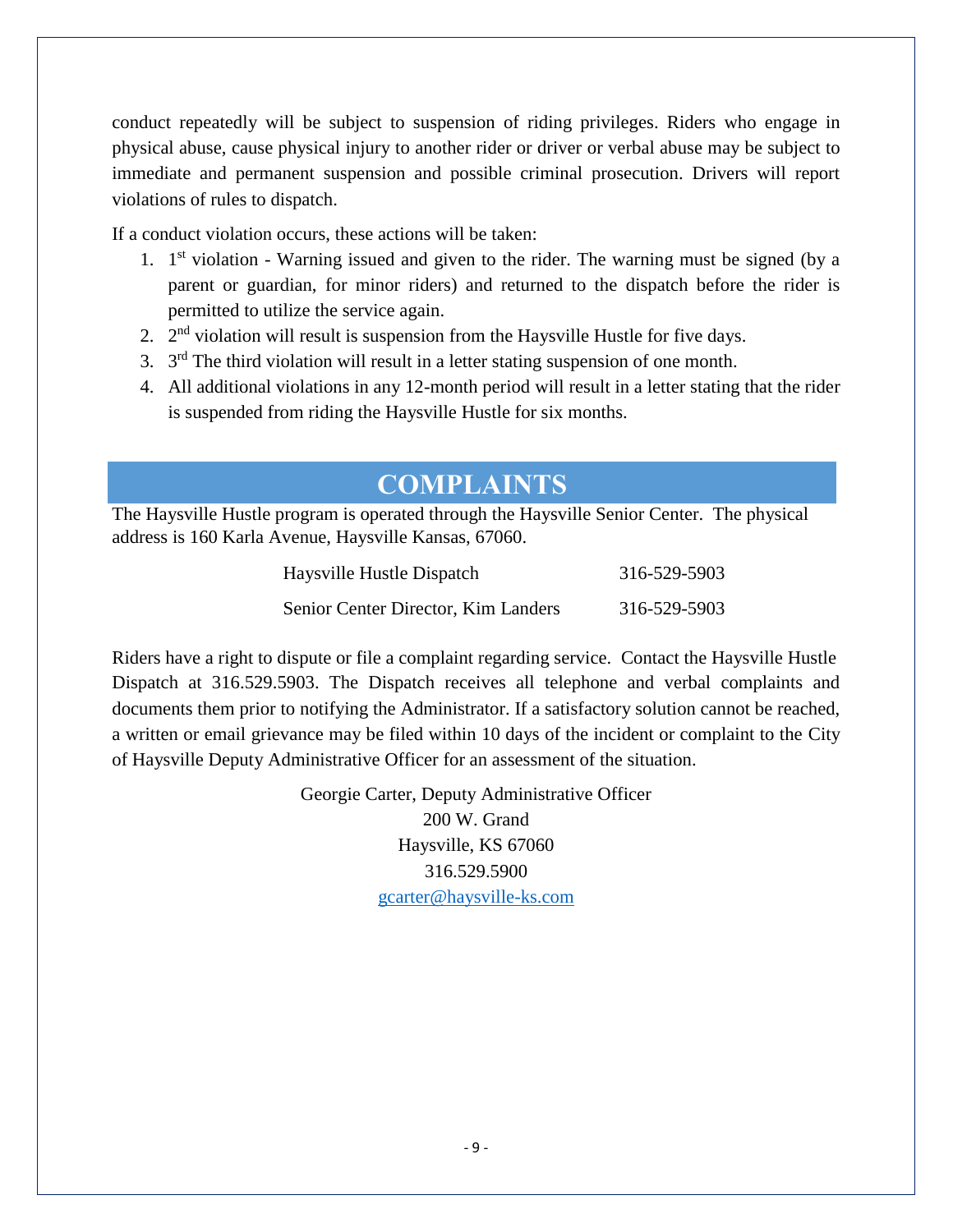conduct repeatedly will be subject to suspension of riding privileges. Riders who engage in physical abuse, cause physical injury to another rider or driver or verbal abuse may be subject to immediate and permanent suspension and possible criminal prosecution. Drivers will report violations of rules to dispatch.

If a conduct violation occurs, these actions will be taken:

1. 1st violation - Warning issued and given to the rider. The warning must be signed (by a parent or guardian, for minor riders) and returned to the dispatch before the rider is permitted to utilize the service again.
2. 2nd violation will result is suspension from the Haysville Hustle for five days.
3. 3rd The third violation will result in a letter stating suspension of one month.
4. All additional violations in any 12-month period will result in a letter stating that the rider is suspended from riding the Haysville Hustle for six months.

## COMPLAINTS

The Haysville Hustle program is operated through the Haysville Senior Center. The physical address is 160 Karla Avenue, Haysville Kansas, 67060.

| | |
|---|---|
| Haysville Hustle Dispatch | 316-529-5903 |
| Senior Center Director, Kim Landers | 316-529-5903 |

Riders have a right to dispute or file a complaint regarding service. Contact the Haysville Hustle Dispatch at 316.529.5903. The Dispatch receives all telephone and verbal complaints and documents them prior to notifying the Administrator. If a satisfactory solution cannot be reached, a written or email grievance may be filed within 10 days of the incident or complaint to the City of Haysville Deputy Administrative Officer for an assessment of the situation.

Georgie Carter, Deputy Administrative Officer
200 W. Grand
Haysville, KS 67060
316.529.5900
gcarter@haysville-ks.com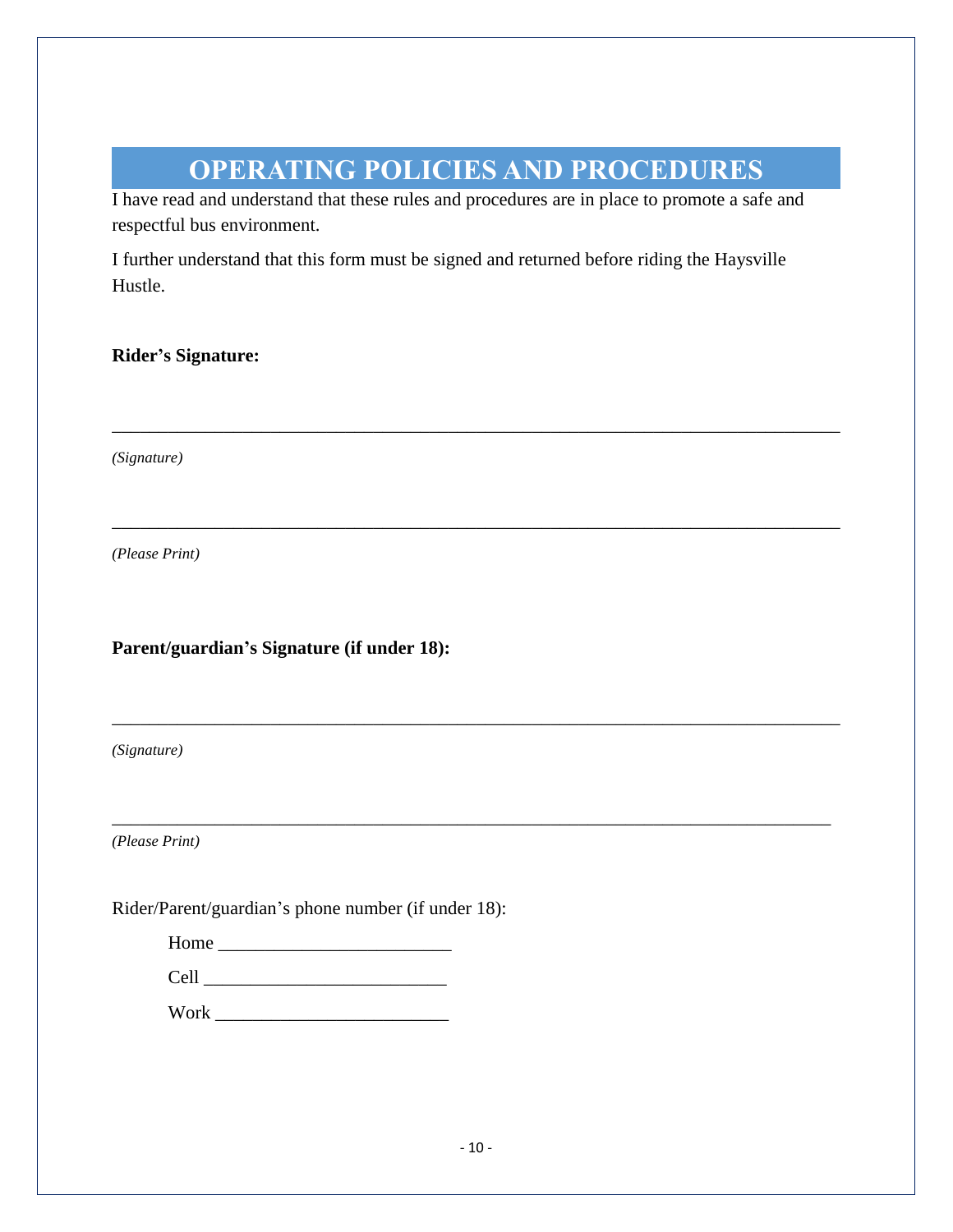# OPERATING POLICIES AND PROCEDURES

I have read and understand that these rules and procedures are in place to promote a safe and respectful bus environment.

I further understand that this form must be signed and returned before riding the Haysville Hustle.

**Rider's Signature:**

_______________________________________________________________________________

*(Signature)*

_______________________________________________________________________________

*(Please Print)*

**Parent/guardian's Signature (if under 18):**

_______________________________________________________________________________

*(Signature)*

_______________________________________________________________________________

*(Please Print)*

Rider/Parent/guardian's phone number (if under 18):

Home ________________________

Cell _________________________

Work ________________________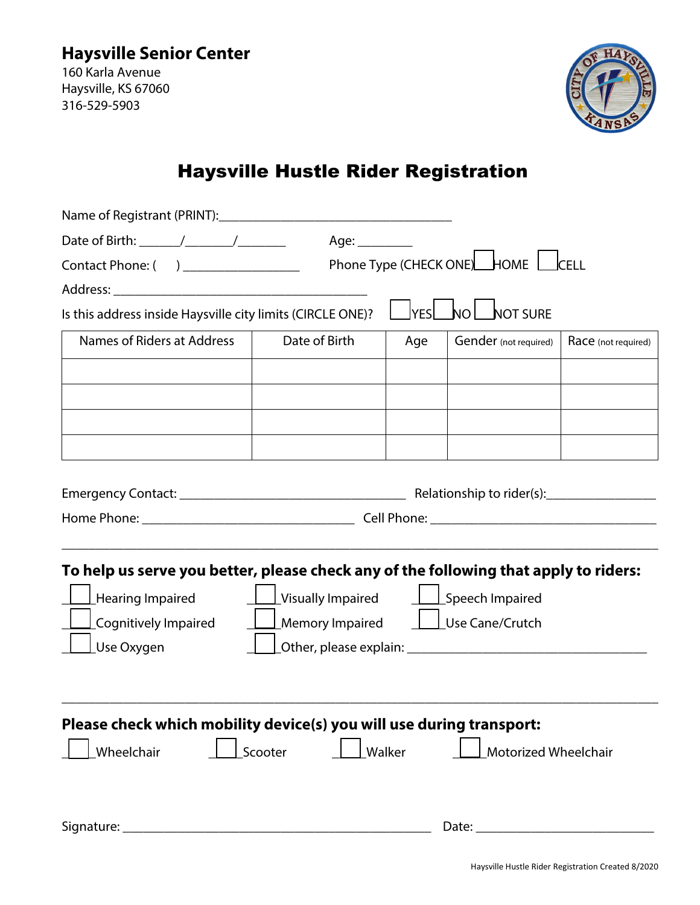**Haysville Senior Center**
160 Karla Avenue
Haysville, KS 67060
316-529-5903

# Haysville Hustle Rider Registration

Name of Registrant (PRINT):___________________________________

Date of Birth: ______/_______/_______ Age: ________

Contact Phone: ( ) _________________ Phone Type (CHECK ONE) ☐ HOME ☐ CELL

Address: ______________________________________

Is this address inside Haysville city limits (CIRCLE ONE)? ☐ YES ☐ NO ☐ NOT SURE

| Names of Riders at Address | Date of Birth | Age | Gender (not required) | Race (not required) |
|---|---|---|---|---|
| | | | | |
| | | | | |
| | | | | |
| | | | | |

Emergency Contact: __________________________________ Relationship to rider(s):________________

Home Phone: ________________________________ Cell Phone: __________________________________

**To help us serve you better, please check any of the following that apply to riders:**

☐ Hearing Impaired ☐ Visually Impaired ☐ Speech Impaired

☐ Cognitively Impaired ☐ Memory Impaired ☐ Use Cane/Crutch

☐ Use Oxygen ☐ Other, please explain: ____________________________________

**Please check which mobility device(s) you will use during transport:**

☐ Wheelchair ☐ Scooter ☐ Walker ☐ Motorized Wheelchair

Signature: _______________________________________________ Date: ___________________________

Haysville Hustle Rider Registration Created 8/2020